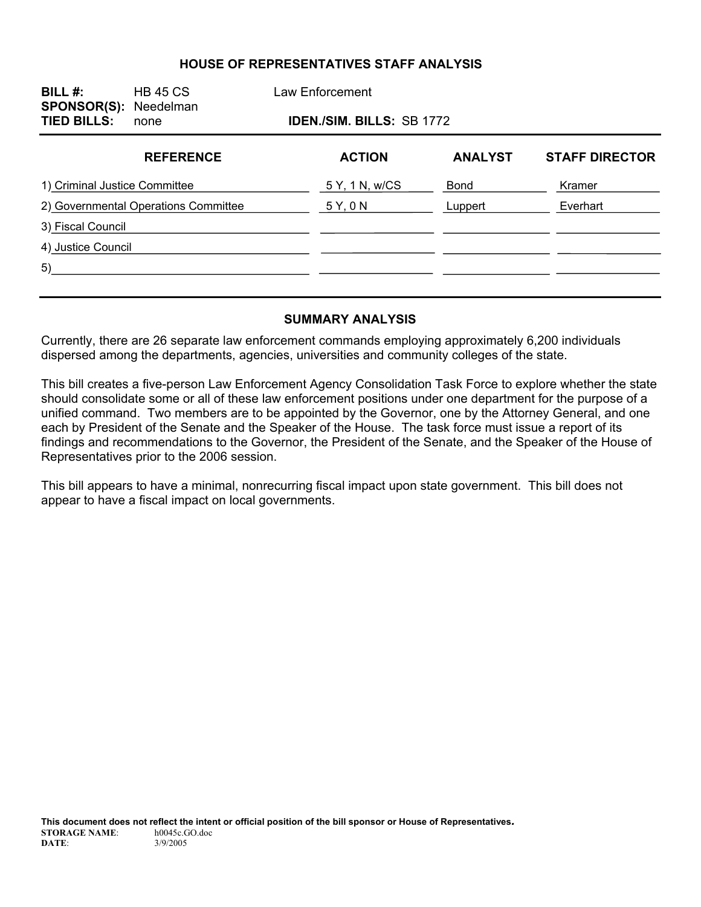# HOUSE OF REPRESENTATIVES STAFF ANALYSIS

**BILL #:** HB 45 CS Law Enforcement
**SPONSOR(S):** Needelman
**TIED BILLS:** none **IDEN./SIM. BILLS:** SB 1772

| REFERENCE | ACTION | ANALYST | STAFF DIRECTOR |
|---|---|---|---|
| 1) Criminal Justice Committee | 5 Y, 1 N, w/CS | Bond | Kramer |
| 2) Governmental Operations Committee | 5 Y, 0 N | Luppert | Everhart |
| 3) Fiscal Council | | | |
| 4) Justice Council | | | |
| 5) | | | |

## SUMMARY ANALYSIS

Currently, there are 26 separate law enforcement commands employing approximately 6,200 individuals dispersed among the departments, agencies, universities and community colleges of the state.

This bill creates a five-person Law Enforcement Agency Consolidation Task Force to explore whether the state should consolidate some or all of these law enforcement positions under one department for the purpose of a unified command. Two members are to be appointed by the Governor, one by the Attorney General, and one each by President of the Senate and the Speaker of the House. The task force must issue a report of its findings and recommendations to the Governor, the President of the Senate, and the Speaker of the House of Representatives prior to the 2006 session.

This bill appears to have a minimal, nonrecurring fiscal impact upon state government. This bill does not appear to have a fiscal impact on local governments.

**This document does not reflect the intent or official position of the bill sponsor or House of Representatives.**

**STORAGE NAME:** h0045c.GO.doc
**DATE:** 3/9/2005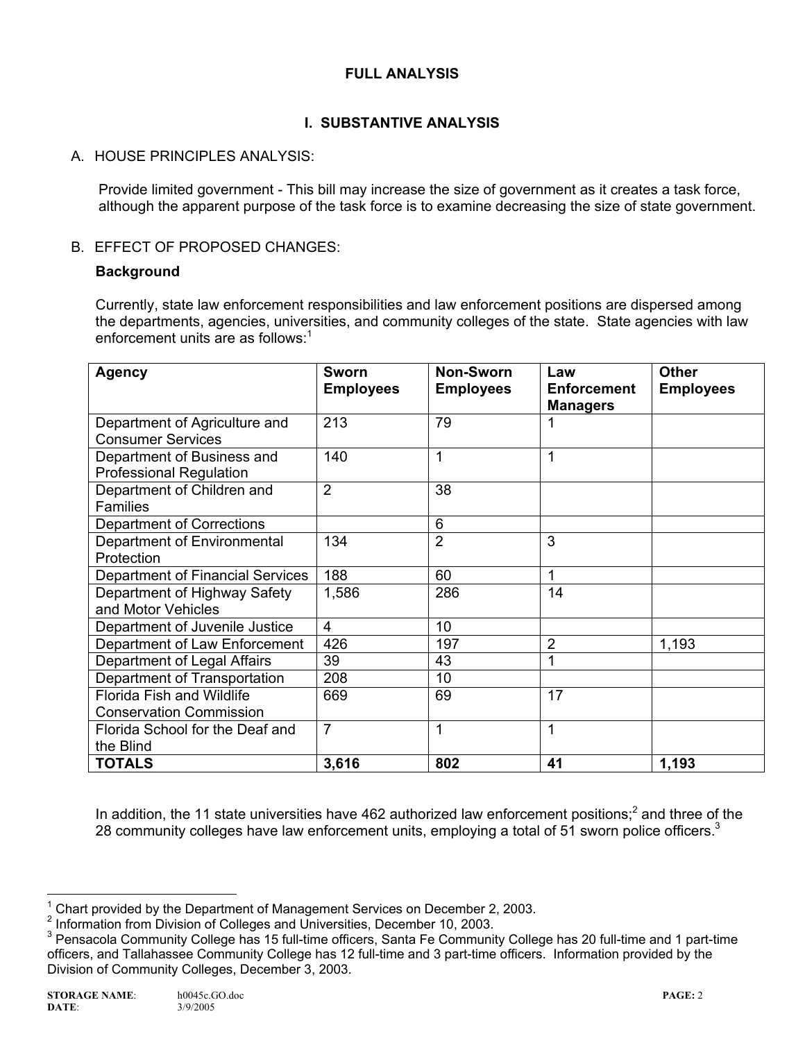# FULL ANALYSIS

## I. SUBSTANTIVE ANALYSIS

### A. HOUSE PRINCIPLES ANALYSIS:

Provide limited government - This bill may increase the size of government as it creates a task force, although the apparent purpose of the task force is to examine decreasing the size of state government.

### B. EFFECT OF PROPOSED CHANGES:

**Background**

Currently, state law enforcement responsibilities and law enforcement positions are dispersed among the departments, agencies, universities, and community colleges of the state. State agencies with law enforcement units are as follows:[1]

| Agency | Sworn Employees | Non-Sworn Employees | Law Enforcement Managers | Other Employees |
|---|---|---|---|---|
| Department of Agriculture and Consumer Services | 213 | 79 | 1 | |
| Department of Business and Professional Regulation | 140 | 1 | 1 | |
| Department of Children and Families | 2 | 38 | | |
| Department of Corrections | | 6 | | |
| Department of Environmental Protection | 134 | 2 | 3 | |
| Department of Financial Services | 188 | 60 | 1 | |
| Department of Highway Safety and Motor Vehicles | 1,586 | 286 | 14 | |
| Department of Juvenile Justice | 4 | 10 | | |
| Department of Law Enforcement | 426 | 197 | 2 | 1,193 |
| Department of Legal Affairs | 39 | 43 | 1 | |
| Department of Transportation | 208 | 10 | | |
| Florida Fish and Wildlife Conservation Commission | 669 | 69 | 17 | |
| Florida School for the Deaf and the Blind | 7 | 1 | 1 | |
| **TOTALS** | **3,616** | **802** | **41** | **1,193** |

In addition, the 11 state universities have 462 authorized law enforcement positions;[2] and three of the 28 community colleges have law enforcement units, employing a total of 51 sworn police officers.[3]

---

[1] Chart provided by the Department of Management Services on December 2, 2003.

[2] Information from Division of Colleges and Universities, December 10, 2003.

[3] Pensacola Community College has 15 full-time officers, Santa Fe Community College has 20 full-time and 1 part-time officers, and Tallahassee Community College has 12 full-time and 3 part-time officers. Information provided by the Division of Community Colleges, December 3, 2003.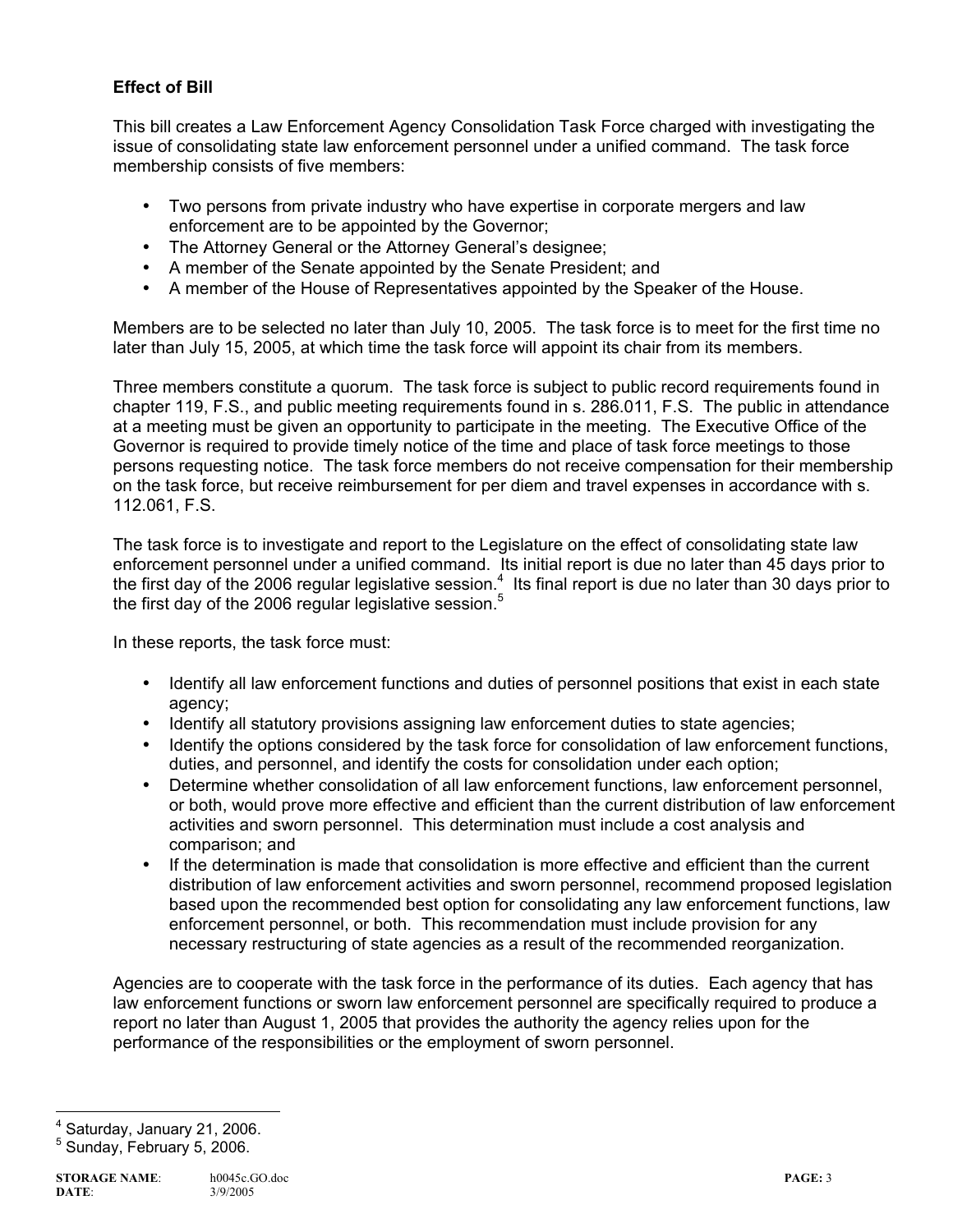**Effect of Bill**

This bill creates a Law Enforcement Agency Consolidation Task Force charged with investigating the issue of consolidating state law enforcement personnel under a unified command. The task force membership consists of five members:

- Two persons from private industry who have expertise in corporate mergers and law enforcement are to be appointed by the Governor;
- The Attorney General or the Attorney General's designee;
- A member of the Senate appointed by the Senate President; and
- A member of the House of Representatives appointed by the Speaker of the House.

Members are to be selected no later than July 10, 2005. The task force is to meet for the first time no later than July 15, 2005, at which time the task force will appoint its chair from its members.

Three members constitute a quorum. The task force is subject to public record requirements found in chapter 119, F.S., and public meeting requirements found in s. 286.011, F.S. The public in attendance at a meeting must be given an opportunity to participate in the meeting. The Executive Office of the Governor is required to provide timely notice of the time and place of task force meetings to those persons requesting notice. The task force members do not receive compensation for their membership on the task force, but receive reimbursement for per diem and travel expenses in accordance with s. 112.061, F.S.

The task force is to investigate and report to the Legislature on the effect of consolidating state law enforcement personnel under a unified command. Its initial report is due no later than 45 days prior to the first day of the 2006 regular legislative session.[4] Its final report is due no later than 30 days prior to the first day of the 2006 regular legislative session.[5]

In these reports, the task force must:

- Identify all law enforcement functions and duties of personnel positions that exist in each state agency;
- Identify all statutory provisions assigning law enforcement duties to state agencies;
- Identify the options considered by the task force for consolidation of law enforcement functions, duties, and personnel, and identify the costs for consolidation under each option;
- Determine whether consolidation of all law enforcement functions, law enforcement personnel, or both, would prove more effective and efficient than the current distribution of law enforcement activities and sworn personnel. This determination must include a cost analysis and comparison; and
- If the determination is made that consolidation is more effective and efficient than the current distribution of law enforcement activities and sworn personnel, recommend proposed legislation based upon the recommended best option for consolidating any law enforcement functions, law enforcement personnel, or both. This recommendation must include provision for any necessary restructuring of state agencies as a result of the recommended reorganization.

Agencies are to cooperate with the task force in the performance of its duties. Each agency that has law enforcement functions or sworn law enforcement personnel are specifically required to produce a report no later than August 1, 2005 that provides the authority the agency relies upon for the performance of the responsibilities or the employment of sworn personnel.

---

[4] Saturday, January 21, 2006.

[5] Sunday, February 5, 2006.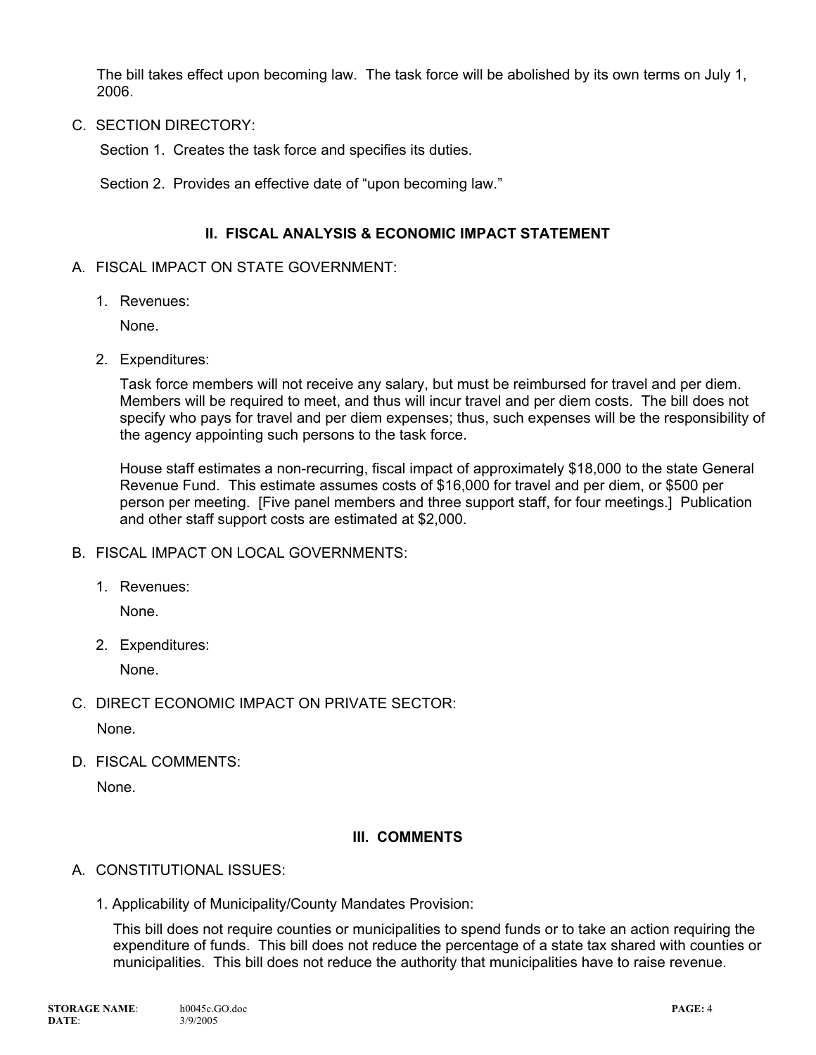The bill takes effect upon becoming law. The task force will be abolished by its own terms on July 1, 2006.

C. SECTION DIRECTORY:

Section 1. Creates the task force and specifies its duties.

Section 2. Provides an effective date of “upon becoming law.”

## II. FISCAL ANALYSIS & ECONOMIC IMPACT STATEMENT

A. FISCAL IMPACT ON STATE GOVERNMENT:

1. Revenues:

   None.

2. Expenditures:

   Task force members will not receive any salary, but must be reimbursed for travel and per diem. Members will be required to meet, and thus will incur travel and per diem costs. The bill does not specify who pays for travel and per diem expenses; thus, such expenses will be the responsibility of the agency appointing such persons to the task force.

   House staff estimates a non-recurring, fiscal impact of approximately $18,000 to the state General Revenue Fund. This estimate assumes costs of $16,000 for travel and per diem, or $500 per person per meeting. [Five panel members and three support staff, for four meetings.] Publication and other staff support costs are estimated at $2,000.

B. FISCAL IMPACT ON LOCAL GOVERNMENTS:

1. Revenues:

   None.

2. Expenditures:

   None.

C. DIRECT ECONOMIC IMPACT ON PRIVATE SECTOR:

None.

D. FISCAL COMMENTS:

None.

## III. COMMENTS

A. CONSTITUTIONAL ISSUES:

1. Applicability of Municipality/County Mandates Provision:

   This bill does not require counties or municipalities to spend funds or to take an action requiring the expenditure of funds. This bill does not reduce the percentage of a state tax shared with counties or municipalities. This bill does not reduce the authority that municipalities have to raise revenue.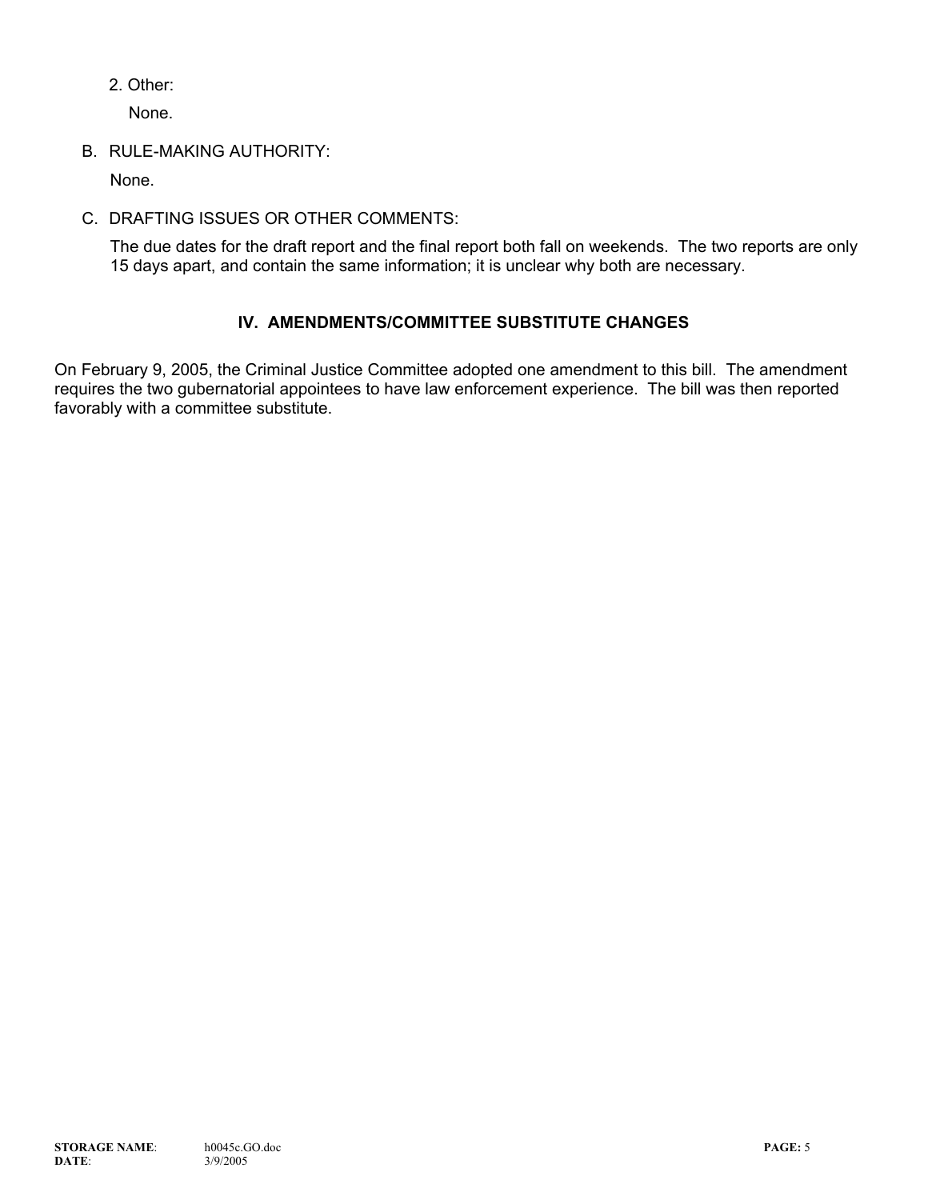2. Other:

   None.

B. RULE-MAKING AUTHORITY:

   None.

C. DRAFTING ISSUES OR OTHER COMMENTS:

   The due dates for the draft report and the final report both fall on weekends. The two reports are only 15 days apart, and contain the same information; it is unclear why both are necessary.

## IV. AMENDMENTS/COMMITTEE SUBSTITUTE CHANGES

On February 9, 2005, the Criminal Justice Committee adopted one amendment to this bill. The amendment requires the two gubernatorial appointees to have law enforcement experience. The bill was then reported favorably with a committee substitute.